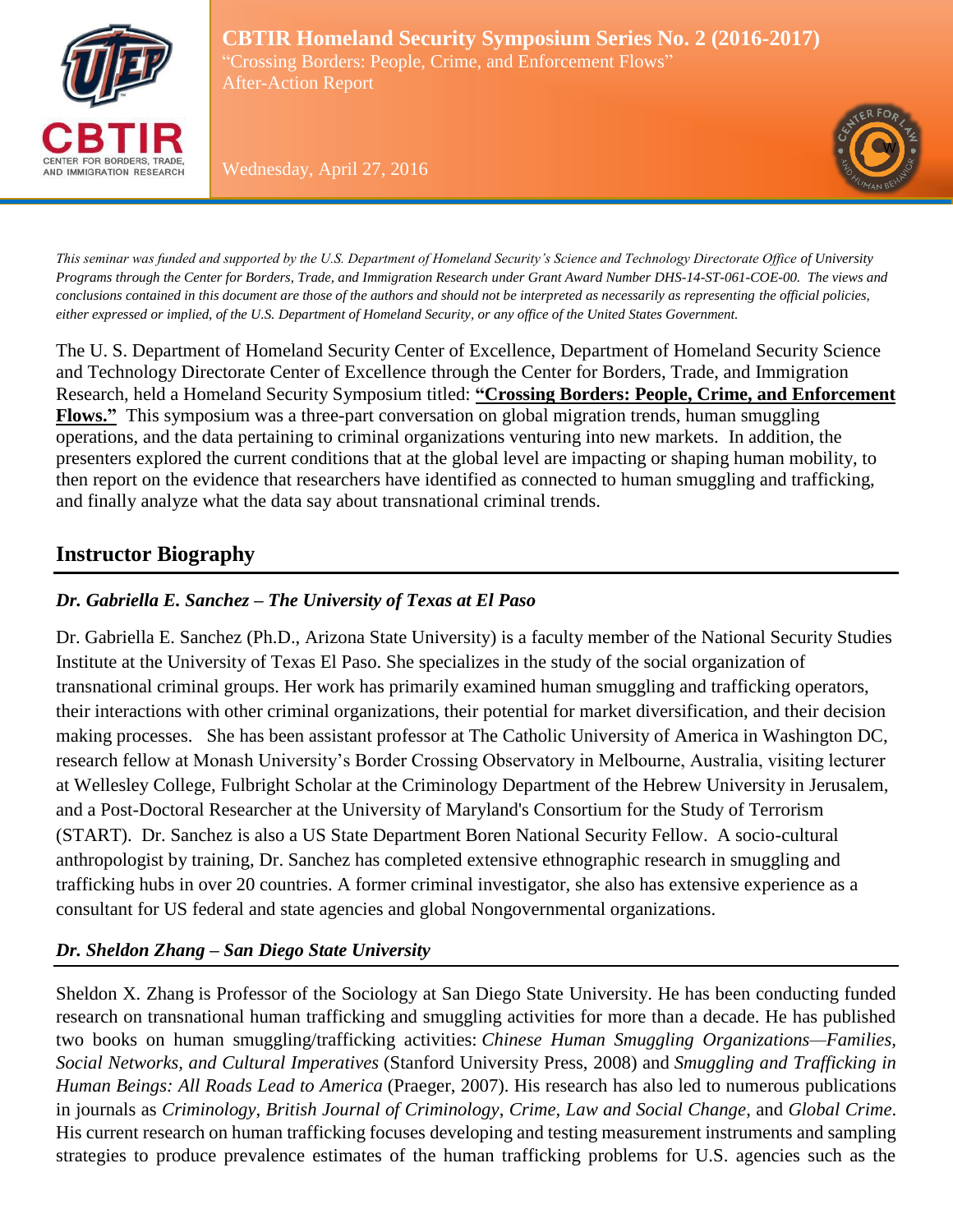**CBTIR Homeland Security Symposium Series No. 2 (2016-2017)**
"Crossing Borders: People, Crime, and Enforcement Flows"
After-Action Report

Wednesday, April 27, 2016

*This seminar was funded and supported by the U.S. Department of Homeland Security's Science and Technology Directorate Office of University Programs through the Center for Borders, Trade, and Immigration Research under Grant Award Number DHS-14-ST-061-COE-00. The views and conclusions contained in this document are those of the authors and should not be interpreted as necessarily as representing the official policies, either expressed or implied, of the U.S. Department of Homeland Security, or any office of the United States Government.*

The U. S. Department of Homeland Security Center of Excellence, Department of Homeland Security Science and Technology Directorate Center of Excellence through the Center for Borders, Trade, and Immigration Research, held a Homeland Security Symposium titled: **"Crossing Borders: People, Crime, and Enforcement Flows."** This symposium was a three-part conversation on global migration trends, human smuggling operations, and the data pertaining to criminal organizations venturing into new markets. In addition, the presenters explored the current conditions that at the global level are impacting or shaping human mobility, to then report on the evidence that researchers have identified as connected to human smuggling and trafficking, and finally analyze what the data say about transnational criminal trends.

## Instructor Biography

### *Dr. Gabriella E. Sanchez – The University of Texas at El Paso*

Dr. Gabriella E. Sanchez (Ph.D., Arizona State University) is a faculty member of the National Security Studies Institute at the University of Texas El Paso. She specializes in the study of the social organization of transnational criminal groups. Her work has primarily examined human smuggling and trafficking operators, their interactions with other criminal organizations, their potential for market diversification, and their decision making processes. She has been assistant professor at The Catholic University of America in Washington DC, research fellow at Monash University's Border Crossing Observatory in Melbourne, Australia, visiting lecturer at Wellesley College, Fulbright Scholar at the Criminology Department of the Hebrew University in Jerusalem, and a Post-Doctoral Researcher at the University of Maryland's Consortium for the Study of Terrorism (START). Dr. Sanchez is also a US State Department Boren National Security Fellow. A socio-cultural anthropologist by training, Dr. Sanchez has completed extensive ethnographic research in smuggling and trafficking hubs in over 20 countries. A former criminal investigator, she also has extensive experience as a consultant for US federal and state agencies and global Nongovernmental organizations.

### *Dr. Sheldon Zhang – San Diego State University*

Sheldon X. Zhang is Professor of the Sociology at San Diego State University. He has been conducting funded research on transnational human trafficking and smuggling activities for more than a decade. He has published two books on human smuggling/trafficking activities: *Chinese Human Smuggling Organizations—Families, Social Networks, and Cultural Imperatives* (Stanford University Press, 2008) and *Smuggling and Trafficking in Human Beings: All Roads Lead to America* (Praeger, 2007). His research has also led to numerous publications in journals as *Criminology*, *British Journal of Criminology*, *Crime, Law and Social Change*, and *Global Crime*. His current research on human trafficking focuses developing and testing measurement instruments and sampling strategies to produce prevalence estimates of the human trafficking problems for U.S. agencies such as the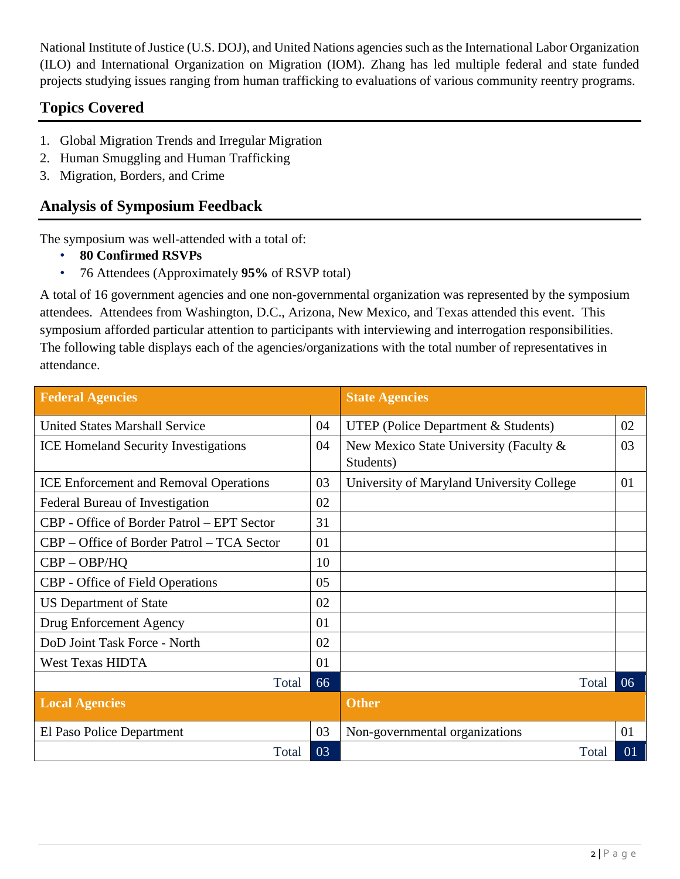National Institute of Justice (U.S. DOJ), and United Nations agencies such as the International Labor Organization (ILO) and International Organization on Migration (IOM). Zhang has led multiple federal and state funded projects studying issues ranging from human trafficking to evaluations of various community reentry programs.

## Topics Covered

1. Global Migration Trends and Irregular Migration
2. Human Smuggling and Human Trafficking
3. Migration, Borders, and Crime

## Analysis of Symposium Feedback

The symposium was well-attended with a total of:

- **80 Confirmed RSVPs**
- 76 Attendees (Approximately **95%** of RSVP total)

A total of 16 government agencies and one non-governmental organization was represented by the symposium attendees. Attendees from Washington, D.C., Arizona, New Mexico, and Texas attended this event. This symposium afforded particular attention to participants with interviewing and interrogation responsibilities. The following table displays each of the agencies/organizations with the total number of representatives in attendance.

| Federal Agencies | | State Agencies | |
|---|---|---|---|
| United States Marshall Service | 04 | UTEP (Police Department & Students) | 02 |
| ICE Homeland Security Investigations | 04 | New Mexico State University (Faculty & Students) | 03 |
| ICE Enforcement and Removal Operations | 03 | University of Maryland University College | 01 |
| Federal Bureau of Investigation | 02 | | |
| CBP - Office of Border Patrol – EPT Sector | 31 | | |
| CBP – Office of Border Patrol – TCA Sector | 01 | | |
| CBP – OBP/HQ | 10 | | |
| CBP - Office of Field Operations | 05 | | |
| US Department of State | 02 | | |
| Drug Enforcement Agency | 01 | | |
| DoD Joint Task Force - North | 02 | | |
| West Texas HIDTA | 01 | | |
| Total | 66 | Total | 06 |
| **Local Agencies** | | **Other** | |
| El Paso Police Department | 03 | Non-governmental organizations | 01 |
| Total | 03 | Total | 01 |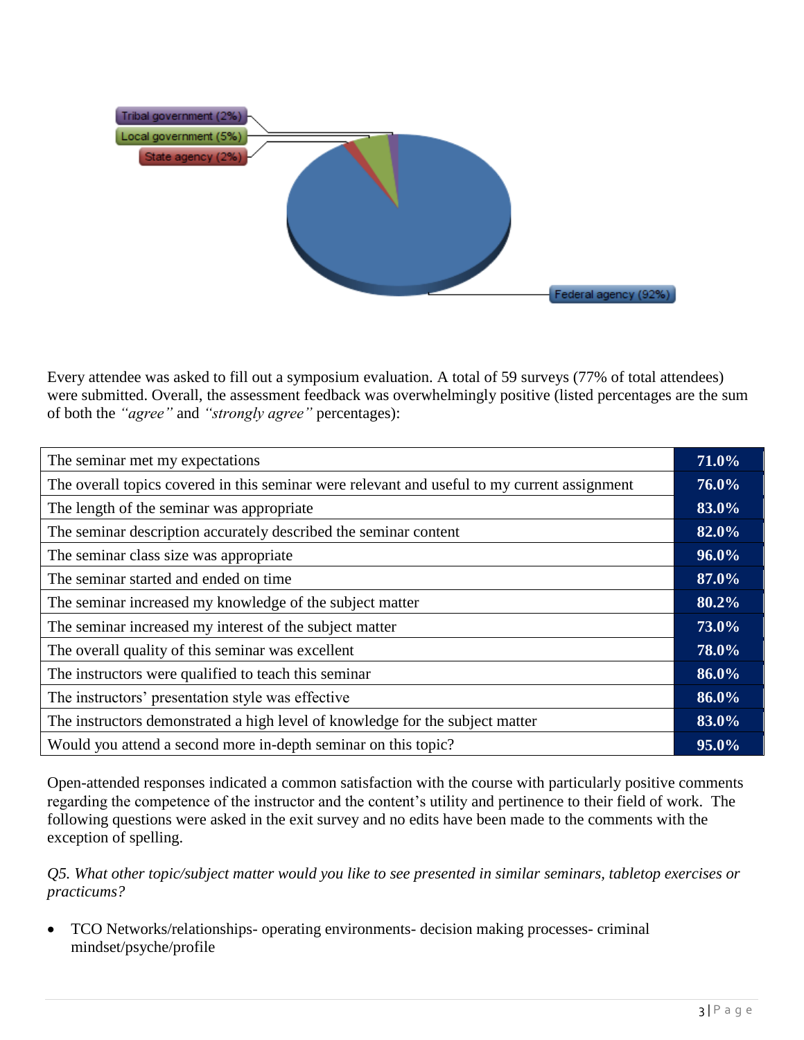Tribal government (2%)

Local government (5%)

State agency (2%)

Federal agency (92%)

Every attendee was asked to fill out a symposium evaluation. A total of 59 surveys (77% of total attendees) were submitted. Overall, the assessment feedback was overwhelmingly positive (listed percentages are the sum of both the *"agree"* and *"strongly agree"* percentages):

| | |
|---|---|
| The seminar met my expectations | **71.0%** |
| The overall topics covered in this seminar were relevant and useful to my current assignment | **76.0%** |
| The length of the seminar was appropriate | **83.0%** |
| The seminar description accurately described the seminar content | **82.0%** |
| The seminar class size was appropriate | **96.0%** |
| The seminar started and ended on time | **87.0%** |
| The seminar increased my knowledge of the subject matter | **80.2%** |
| The seminar increased my interest of the subject matter | **73.0%** |
| The overall quality of this seminar was excellent | **78.0%** |
| The instructors were qualified to teach this seminar | **86.0%** |
| The instructors' presentation style was effective | **86.0%** |
| The instructors demonstrated a high level of knowledge for the subject matter | **83.0%** |
| Would you attend a second more in-depth seminar on this topic? | **95.0%** |

Open-attended responses indicated a common satisfaction with the course with particularly positive comments regarding the competence of the instructor and the content's utility and pertinence to their field of work. The following questions were asked in the exit survey and no edits have been made to the comments with the exception of spelling.

*Q5. What other topic/subject matter would you like to see presented in similar seminars, tabletop exercises or practicums?*

- TCO Networks/relationships- operating environments- decision making processes- criminal mindset/psyche/profile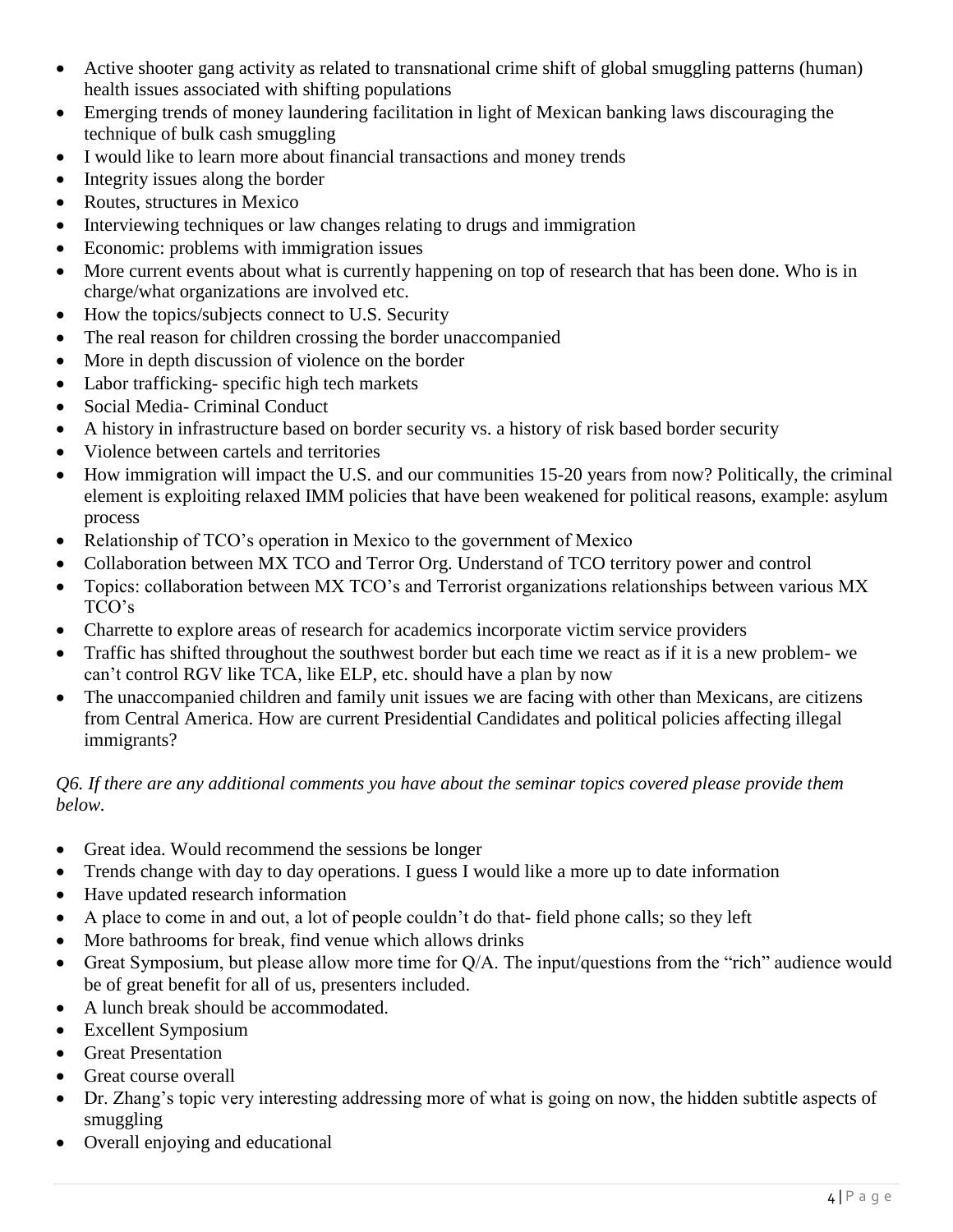- Active shooter gang activity as related to transnational crime shift of global smuggling patterns (human) health issues associated with shifting populations
- Emerging trends of money laundering facilitation in light of Mexican banking laws discouraging the technique of bulk cash smuggling
- I would like to learn more about financial transactions and money trends
- Integrity issues along the border
- Routes, structures in Mexico
- Interviewing techniques or law changes relating to drugs and immigration
- Economic: problems with immigration issues
- More current events about what is currently happening on top of research that has been done. Who is in charge/what organizations are involved etc.
- How the topics/subjects connect to U.S. Security
- The real reason for children crossing the border unaccompanied
- More in depth discussion of violence on the border
- Labor trafficking- specific high tech markets
- Social Media- Criminal Conduct
- A history in infrastructure based on border security vs. a history of risk based border security
- Violence between cartels and territories
- How immigration will impact the U.S. and our communities 15-20 years from now? Politically, the criminal element is exploiting relaxed IMM policies that have been weakened for political reasons, example: asylum process
- Relationship of TCO's operation in Mexico to the government of Mexico
- Collaboration between MX TCO and Terror Org. Understand of TCO territory power and control
- Topics: collaboration between MX TCO's and Terrorist organizations relationships between various MX TCO's
- Charrette to explore areas of research for academics incorporate victim service providers
- Traffic has shifted throughout the southwest border but each time we react as if it is a new problem- we can't control RGV like TCA, like ELP, etc. should have a plan by now
- The unaccompanied children and family unit issues we are facing with other than Mexicans, are citizens from Central America. How are current Presidential Candidates and political policies affecting illegal immigrants?

*Q6. If there are any additional comments you have about the seminar topics covered please provide them below.*

- Great idea. Would recommend the sessions be longer
- Trends change with day to day operations. I guess I would like a more up to date information
- Have updated research information
- A place to come in and out, a lot of people couldn't do that- field phone calls; so they left
- More bathrooms for break, find venue which allows drinks
- Great Symposium, but please allow more time for Q/A. The input/questions from the "rich" audience would be of great benefit for all of us, presenters included.
- A lunch break should be accommodated.
- Excellent Symposium
- Great Presentation
- Great course overall
- Dr. Zhang's topic very interesting addressing more of what is going on now, the hidden subtitle aspects of smuggling
- Overall enjoying and educational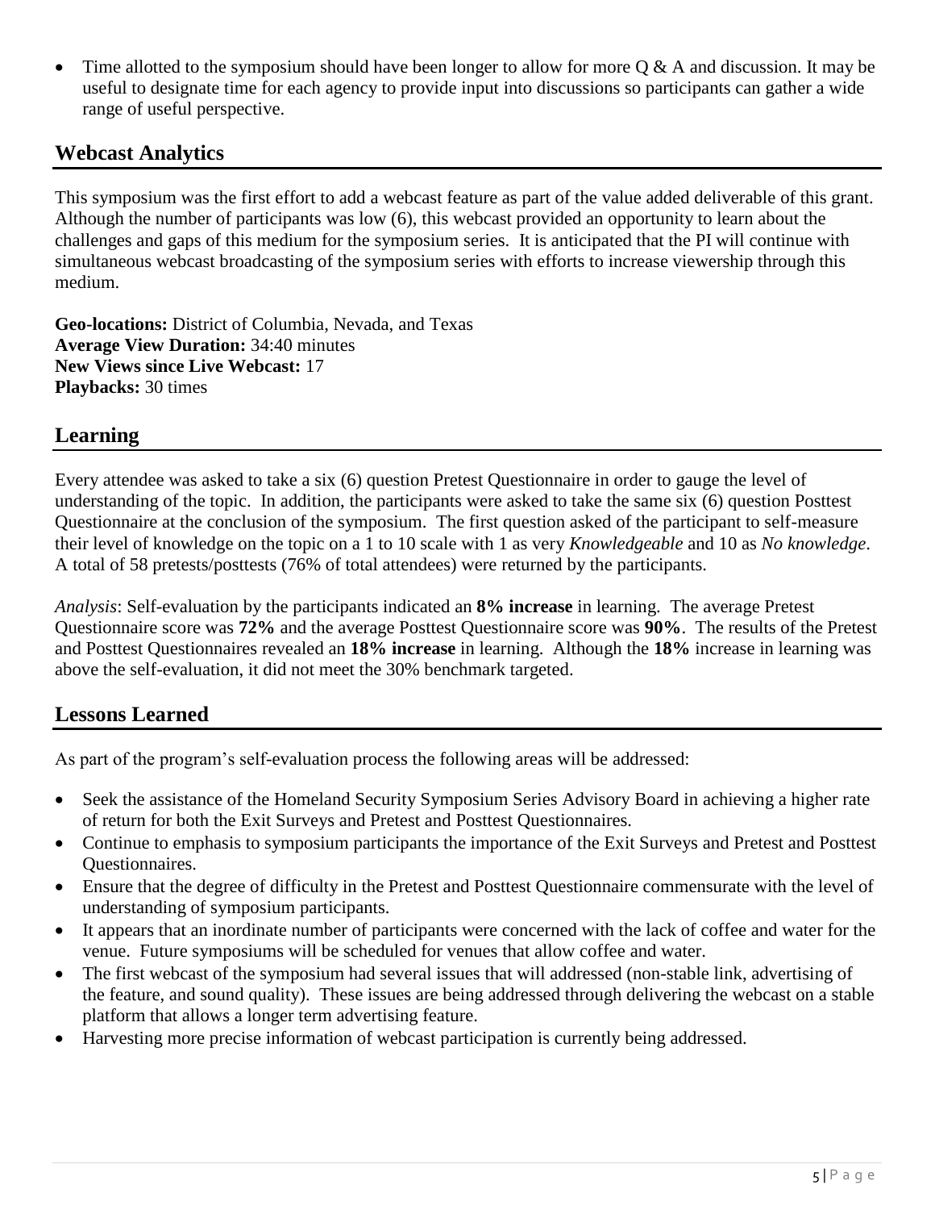- Time allotted to the symposium should have been longer to allow for more Q & A and discussion. It may be useful to designate time for each agency to provide input into discussions so participants can gather a wide range of useful perspective.

## Webcast Analytics

This symposium was the first effort to add a webcast feature as part of the value added deliverable of this grant. Although the number of participants was low (6), this webcast provided an opportunity to learn about the challenges and gaps of this medium for the symposium series. It is anticipated that the PI will continue with simultaneous webcast broadcasting of the symposium series with efforts to increase viewership through this medium.

**Geo-locations:** District of Columbia, Nevada, and Texas
**Average View Duration:** 34:40 minutes
**New Views since Live Webcast:** 17
**Playbacks:** 30 times

## Learning

Every attendee was asked to take a six (6) question Pretest Questionnaire in order to gauge the level of understanding of the topic. In addition, the participants were asked to take the same six (6) question Posttest Questionnaire at the conclusion of the symposium. The first question asked of the participant to self-measure their level of knowledge on the topic on a 1 to 10 scale with 1 as very *Knowledgeable* and 10 as *No knowledge*. A total of 58 pretests/posttests (76% of total attendees) were returned by the participants.

*Analysis*: Self-evaluation by the participants indicated an **8% increase** in learning. The average Pretest Questionnaire score was **72%** and the average Posttest Questionnaire score was **90%**. The results of the Pretest and Posttest Questionnaires revealed an **18% increase** in learning. Although the **18%** increase in learning was above the self-evaluation, it did not meet the 30% benchmark targeted.

## Lessons Learned

As part of the program's self-evaluation process the following areas will be addressed:

- Seek the assistance of the Homeland Security Symposium Series Advisory Board in achieving a higher rate of return for both the Exit Surveys and Pretest and Posttest Questionnaires.
- Continue to emphasis to symposium participants the importance of the Exit Surveys and Pretest and Posttest Questionnaires.
- Ensure that the degree of difficulty in the Pretest and Posttest Questionnaire commensurate with the level of understanding of symposium participants.
- It appears that an inordinate number of participants were concerned with the lack of coffee and water for the venue. Future symposiums will be scheduled for venues that allow coffee and water.
- The first webcast of the symposium had several issues that will addressed (non-stable link, advertising of the feature, and sound quality). These issues are being addressed through delivering the webcast on a stable platform that allows a longer term advertising feature.
- Harvesting more precise information of webcast participation is currently being addressed.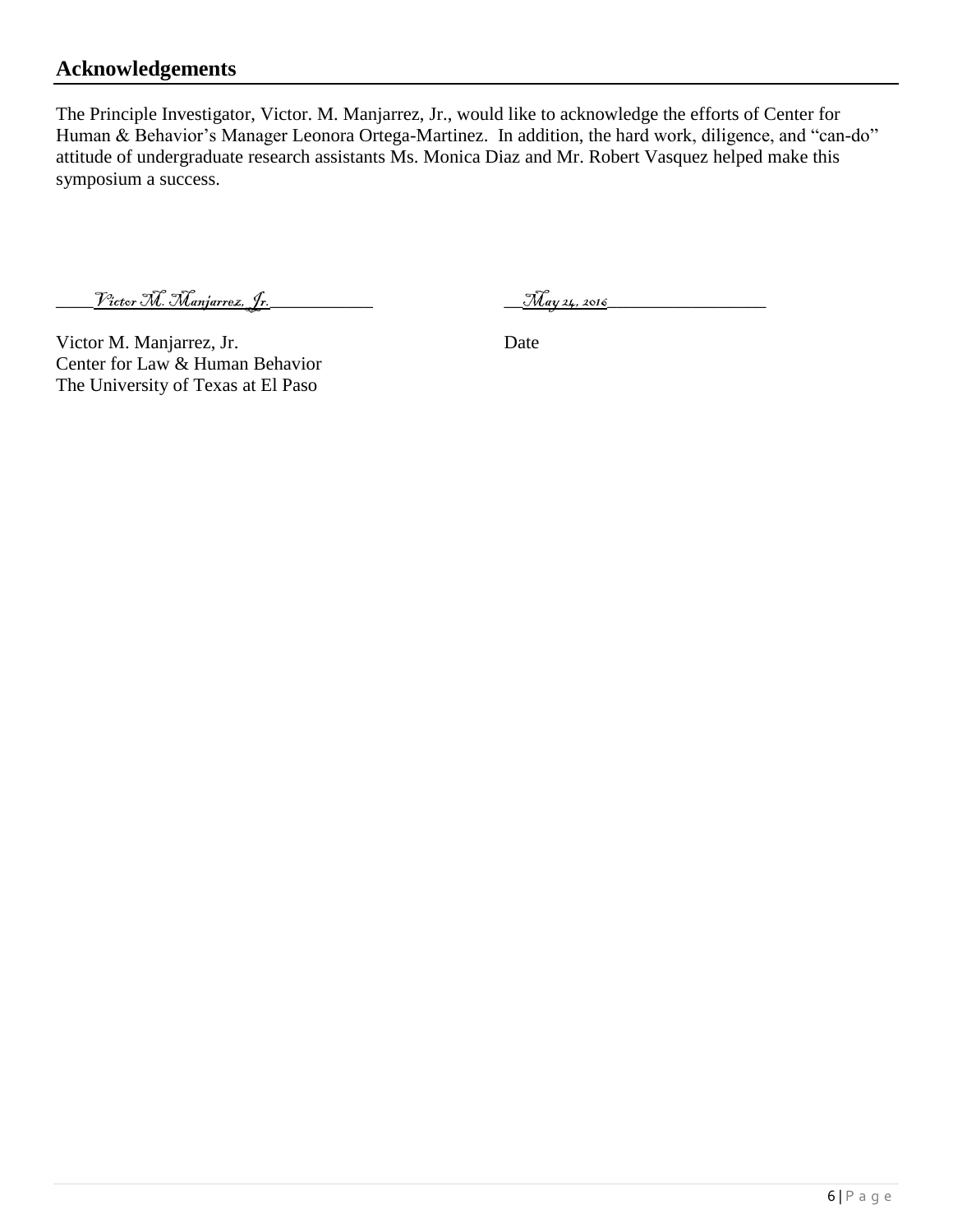## Acknowledgements

The Principle Investigator, Victor. M. Manjarrez, Jr., would like to acknowledge the efforts of Center for Human & Behavior's Manager Leonora Ortega-Martinez. In addition, the hard work, diligence, and "can-do" attitude of undergraduate research assistants Ms. Monica Diaz and Mr. Robert Vasquez helped make this symposium a success.

*Victor M. Manjarrez, Jr.* *May 24, 2016*

Victor M. Manjarrez, Jr.
Center for Law & Human Behavior
The University of Texas at El Paso

Date